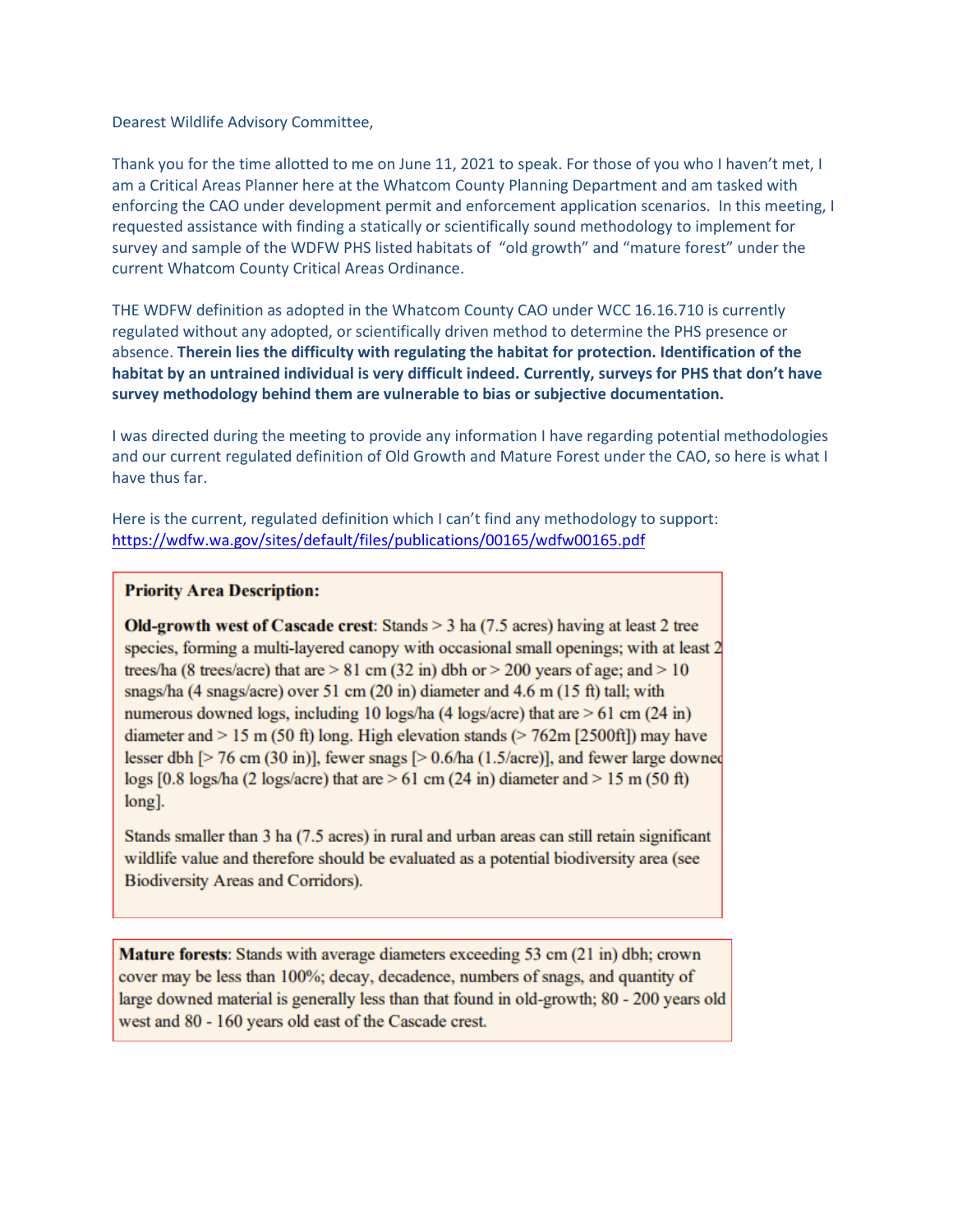Dearest Wildlife Advisory Committee,

Thank you for the time allotted to me on June 11, 2021 to speak. For those of you who I haven't met, I am a Critical Areas Planner here at the Whatcom County Planning Department and am tasked with enforcing the CAO under development permit and enforcement application scenarios. In this meeting, I requested assistance with finding a statically or scientifically sound methodology to implement for survey and sample of the WDFW PHS listed habitats of "old growth" and "mature forest" under the current Whatcom County Critical Areas Ordinance.

THE WDFW definition as adopted in the Whatcom County CAO under WCC 16.16.710 is currently regulated without any adopted, or scientifically driven method to determine the PHS presence or absence. **Therein lies the difficulty with regulating the habitat for protection. Identification of the habitat by an untrained individual is very difficult indeed. Currently, surveys for PHS that don't have survey methodology behind them are vulnerable to bias or subjective documentation.**

I was directed during the meeting to provide any information I have regarding potential methodologies and our current regulated definition of Old Growth and Mature Forest under the CAO, so here is what I have thus far.

Here is the current, regulated definition which I can't find any methodology to support: https://wdfw.wa.gov/sites/default/files/publications/00165/wdfw00165.pdf

> **Priority Area Description:**
>
> **Old-growth west of Cascade crest**: Stands > 3 ha (7.5 acres) having at least 2 tree species, forming a multi-layered canopy with occasional small openings; with at least 2 trees/ha (8 trees/acre) that are > 81 cm (32 in) dbh or > 200 years of age; and > 10 snags/ha (4 snags/acre) over 51 cm (20 in) diameter and 4.6 m (15 ft) tall; with numerous downed logs, including 10 logs/ha (4 logs/acre) that are > 61 cm (24 in) diameter and > 15 m (50 ft) long. High elevation stands (> 762m [2500ft]) may have lesser dbh [> 76 cm (30 in)], fewer snags [> 0.6/ha (1.5/acre)], and fewer large downed logs [0.8 logs/ha (2 logs/acre) that are > 61 cm (24 in) diameter and > 15 m (50 ft) long].
>
> Stands smaller than 3 ha (7.5 acres) in rural and urban areas can still retain significant wildlife value and therefore should be evaluated as a potential biodiversity area (see Biodiversity Areas and Corridors).

> **Mature forests**: Stands with average diameters exceeding 53 cm (21 in) dbh; crown cover may be less than 100%; decay, decadence, numbers of snags, and quantity of large downed material is generally less than that found in old-growth; 80 - 200 years old west and 80 - 160 years old east of the Cascade crest.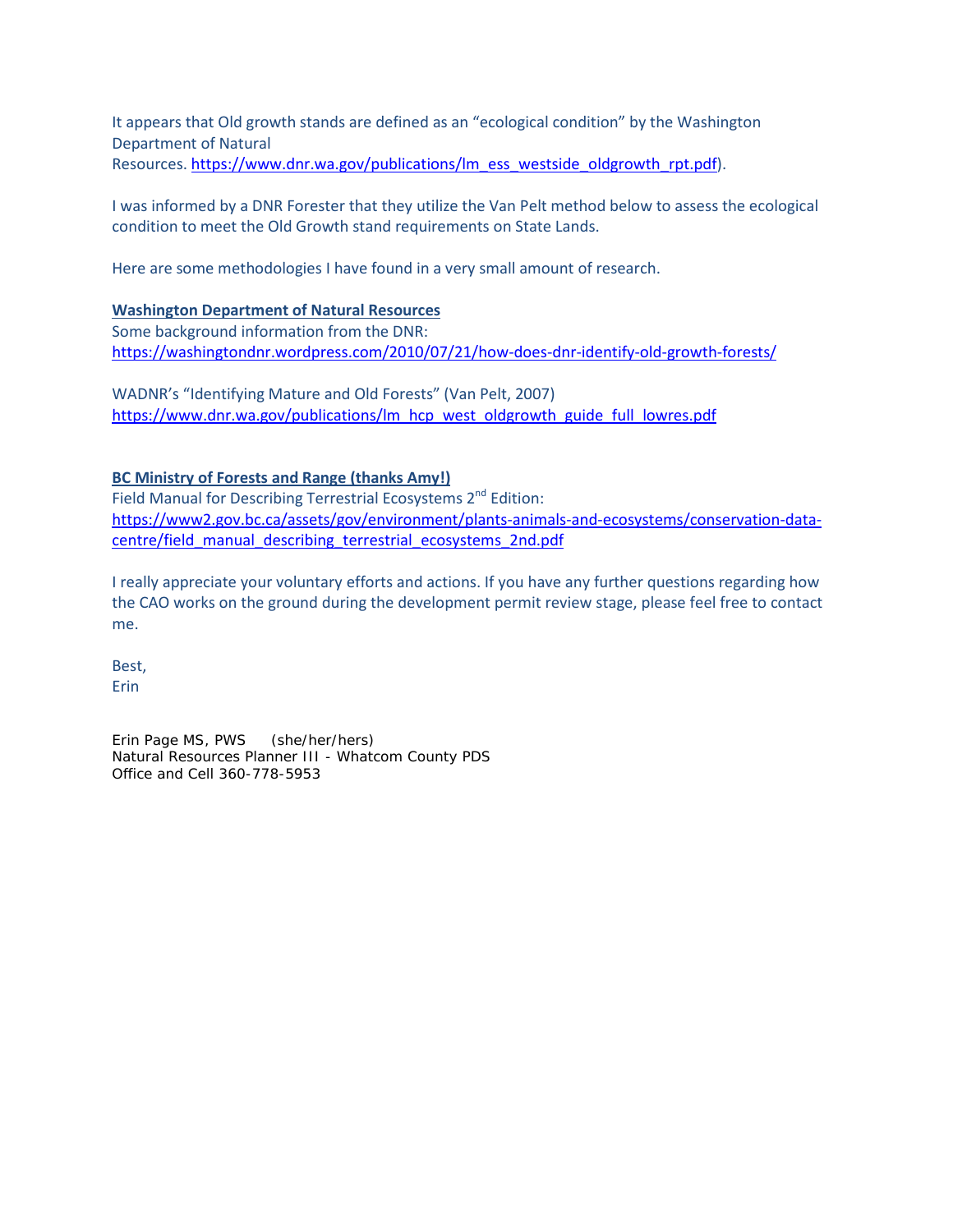It appears that Old growth stands are defined as an "ecological condition" by the Washington Department of Natural Resources. https://www.dnr.wa.gov/publications/lm_ess_westside_oldgrowth_rpt.pdf).

I was informed by a DNR Forester that they utilize the Van Pelt method below to assess the ecological condition to meet the Old Growth stand requirements on State Lands.

Here are some methodologies I have found in a very small amount of research.

**Washington Department of Natural Resources**

Some background information from the DNR:
https://washingtondnr.wordpress.com/2010/07/21/how-does-dnr-identify-old-growth-forests/

WADNR's "Identifying Mature and Old Forests" (Van Pelt, 2007)
https://www.dnr.wa.gov/publications/lm_hcp_west_oldgrowth_guide_full_lowres.pdf

**BC Ministry of Forests and Range (thanks Amy!)**

Field Manual for Describing Terrestrial Ecosystems 2nd Edition:
https://www2.gov.bc.ca/assets/gov/environment/plants-animals-and-ecosystems/conservation-data-centre/field_manual_describing_terrestrial_ecosystems_2nd.pdf

I really appreciate your voluntary efforts and actions. If you have any further questions regarding how the CAO works on the ground during the development permit review stage, please feel free to contact me.

Best,
Erin

Erin Page MS, PWS (she/her/hers)
Natural Resources Planner III - Whatcom County PDS
Office and Cell 360-778-5953